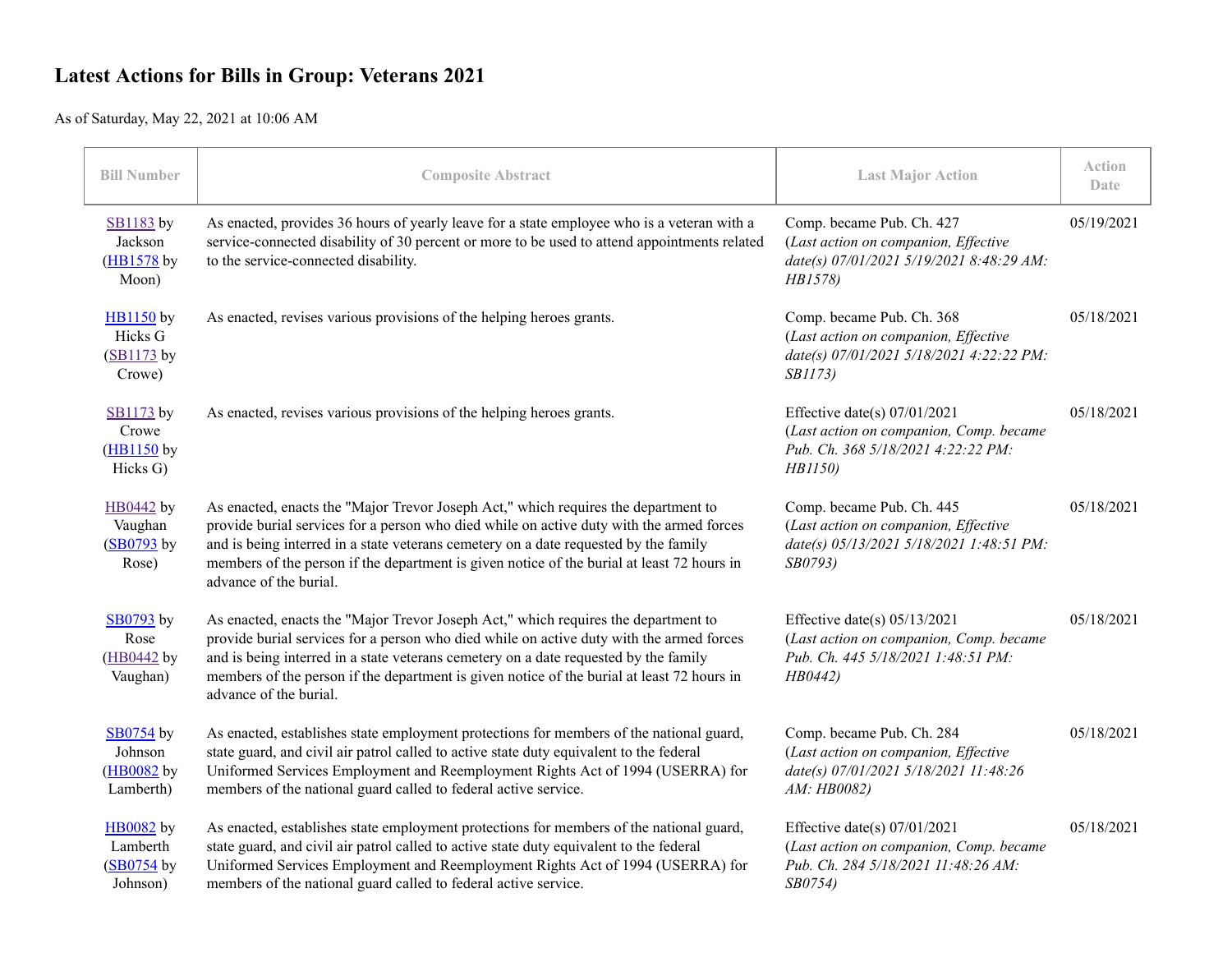# Latest Actions for Bills in Group: Veterans 2021

As of Saturday, May 22, 2021 at 10:06 AM

| Bill Number | Composite Abstract | Last Major Action | Action Date |
|---|---|---|---|
| SB1183 by Jackson (HB1578 by Moon) | As enacted, provides 36 hours of yearly leave for a state employee who is a veteran with a service-connected disability of 30 percent or more to be used to attend appointments related to the service-connected disability. | Comp. became Pub. Ch. 427 (*Last action on companion, Effective date(s) 07/01/2021 5/19/2021 8:48:29 AM: HB1578)* | 05/19/2021 |
| HB1150 by Hicks G (SB1173 by Crowe) | As enacted, revises various provisions of the helping heroes grants. | Comp. became Pub. Ch. 368 (*Last action on companion, Effective date(s) 07/01/2021 5/18/2021 4:22:22 PM: SB1173)* | 05/18/2021 |
| SB1173 by Crowe (HB1150 by Hicks G) | As enacted, revises various provisions of the helping heroes grants. | Effective date(s) 07/01/2021 (*Last action on companion, Comp. became Pub. Ch. 368 5/18/2021 4:22:22 PM: HB1150)* | 05/18/2021 |
| HB0442 by Vaughan (SB0793 by Rose) | As enacted, enacts the "Major Trevor Joseph Act," which requires the department to provide burial services for a person who died while on active duty with the armed forces and is being interred in a state veterans cemetery on a date requested by the family members of the person if the department is given notice of the burial at least 72 hours in advance of the burial. | Comp. became Pub. Ch. 445 (*Last action on companion, Effective date(s) 05/13/2021 5/18/2021 1:48:51 PM: SB0793)* | 05/18/2021 |
| SB0793 by Rose (HB0442 by Vaughan) | As enacted, enacts the "Major Trevor Joseph Act," which requires the department to provide burial services for a person who died while on active duty with the armed forces and is being interred in a state veterans cemetery on a date requested by the family members of the person if the department is given notice of the burial at least 72 hours in advance of the burial. | Effective date(s) 05/13/2021 (*Last action on companion, Comp. became Pub. Ch. 445 5/18/2021 1:48:51 PM: HB0442)* | 05/18/2021 |
| SB0754 by Johnson (HB0082 by Lamberth) | As enacted, establishes state employment protections for members of the national guard, state guard, and civil air patrol called to active state duty equivalent to the federal Uniformed Services Employment and Reemployment Rights Act of 1994 (USERRA) for members of the national guard called to federal active service. | Comp. became Pub. Ch. 284 (*Last action on companion, Effective date(s) 07/01/2021 5/18/2021 11:48:26 AM: HB0082)* | 05/18/2021 |
| HB0082 by Lamberth (SB0754 by Johnson) | As enacted, establishes state employment protections for members of the national guard, state guard, and civil air patrol called to active state duty equivalent to the federal Uniformed Services Employment and Reemployment Rights Act of 1994 (USERRA) for members of the national guard called to federal active service. | Effective date(s) 07/01/2021 (*Last action on companion, Comp. became Pub. Ch. 284 5/18/2021 11:48:26 AM: SB0754)* | 05/18/2021 |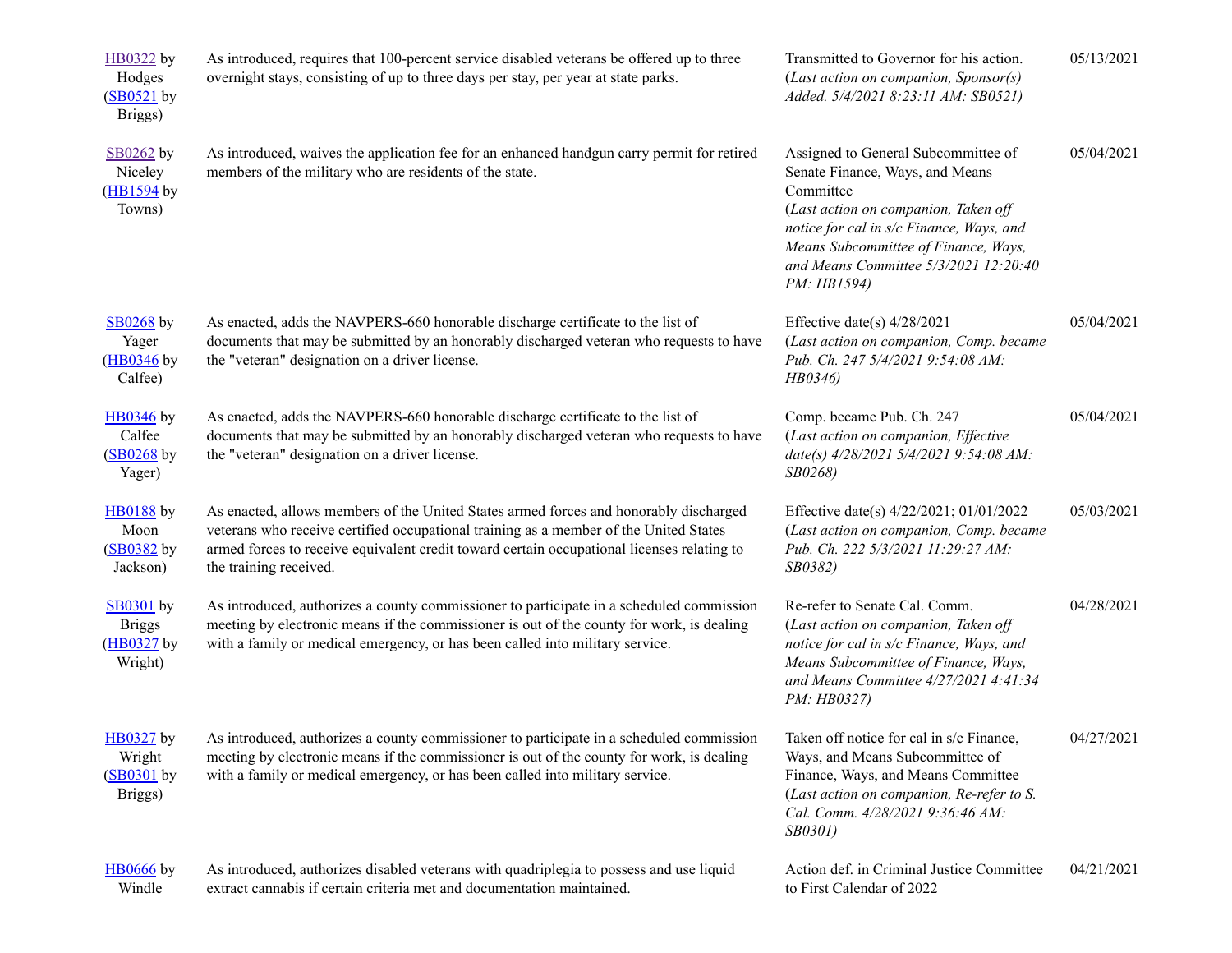| | | | |
|---|---|---|---|
| HB0322 by Hodges (SB0521 by Briggs) | As introduced, requires that 100-percent service disabled veterans be offered up to three overnight stays, consisting of up to three days per stay, per year at state parks. | Transmitted to Governor for his action. (*Last action on companion, Sponsor(s) Added. 5/4/2021 8:23:11 AM: SB0521)* | 05/13/2021 |
| SB0262 by Niceley (HB1594 by Towns) | As introduced, waives the application fee for an enhanced handgun carry permit for retired members of the military who are residents of the state. | Assigned to General Subcommittee of Senate Finance, Ways, and Means Committee (*Last action on companion, Taken off notice for cal in s/c Finance, Ways, and Means Subcommittee of Finance, Ways, and Means Committee 5/3/2021 12:20:40 PM: HB1594)* | 05/04/2021 |
| SB0268 by Yager (HB0346 by Calfee) | As enacted, adds the NAVPERS-660 honorable discharge certificate to the list of documents that may be submitted by an honorably discharged veteran who requests to have the "veteran" designation on a driver license. | Effective date(s) 4/28/2021 (*Last action on companion, Comp. became Pub. Ch. 247 5/4/2021 9:54:08 AM: HB0346)* | 05/04/2021 |
| HB0346 by Calfee (SB0268 by Yager) | As enacted, adds the NAVPERS-660 honorable discharge certificate to the list of documents that may be submitted by an honorably discharged veteran who requests to have the "veteran" designation on a driver license. | Comp. became Pub. Ch. 247 (*Last action on companion, Effective date(s) 4/28/2021 5/4/2021 9:54:08 AM: SB0268)* | 05/04/2021 |
| HB0188 by Moon (SB0382 by Jackson) | As enacted, allows members of the United States armed forces and honorably discharged veterans who receive certified occupational training as a member of the United States armed forces to receive equivalent credit toward certain occupational licenses relating to the training received. | Effective date(s) 4/22/2021; 01/01/2022 (*Last action on companion, Comp. became Pub. Ch. 222 5/3/2021 11:29:27 AM: SB0382)* | 05/03/2021 |
| SB0301 by Briggs (HB0327 by Wright) | As introduced, authorizes a county commissioner to participate in a scheduled commission meeting by electronic means if the commissioner is out of the county for work, is dealing with a family or medical emergency, or has been called into military service. | Re-refer to Senate Cal. Comm. (*Last action on companion, Taken off notice for cal in s/c Finance, Ways, and Means Subcommittee of Finance, Ways, and Means Committee 4/27/2021 4:41:34 PM: HB0327)* | 04/28/2021 |
| HB0327 by Wright (SB0301 by Briggs) | As introduced, authorizes a county commissioner to participate in a scheduled commission meeting by electronic means if the commissioner is out of the county for work, is dealing with a family or medical emergency, or has been called into military service. | Taken off notice for cal in s/c Finance, Ways, and Means Subcommittee of Finance, Ways, and Means Committee (*Last action on companion, Re-refer to S. Cal. Comm. 4/28/2021 9:36:46 AM: SB0301)* | 04/27/2021 |
| HB0666 by Windle | As introduced, authorizes disabled veterans with quadriplegia to possess and use liquid extract cannabis if certain criteria met and documentation maintained. | Action def. in Criminal Justice Committee to First Calendar of 2022 | 04/21/2021 |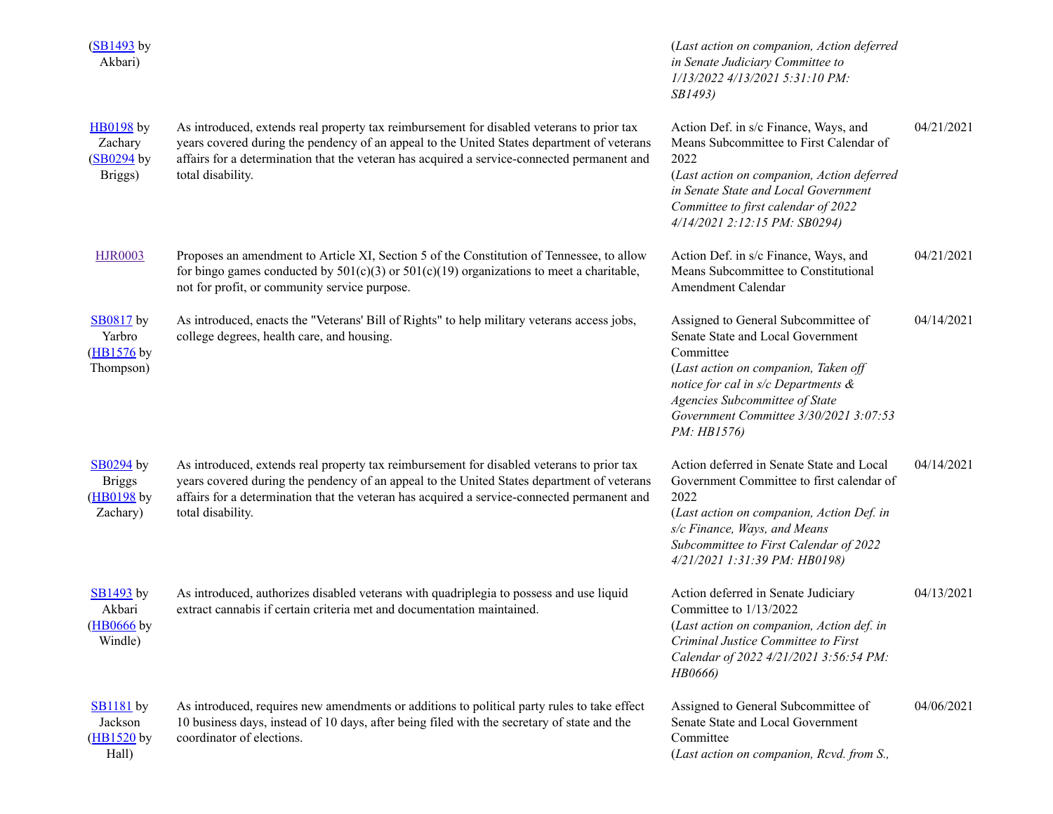| | | | |
|---|---|---|---|
| (SB1493 by Akbari) | | *(Last action on companion, Action deferred in Senate Judiciary Committee to 1/13/2022 4/13/2021 5:31:10 PM: SB1493)* | |
| HB0198 by Zachary (SB0294 by Briggs) | As introduced, extends real property tax reimbursement for disabled veterans to prior tax years covered during the pendency of an appeal to the United States department of veterans affairs for a determination that the veteran has acquired a service-connected permanent and total disability. | Action Def. in s/c Finance, Ways, and Means Subcommittee to First Calendar of 2022 *(Last action on companion, Action deferred in Senate State and Local Government Committee to first calendar of 2022 4/14/2021 2:12:15 PM: SB0294)* | 04/21/2021 |
| HJR0003 | Proposes an amendment to Article XI, Section 5 of the Constitution of Tennessee, to allow for bingo games conducted by 501(c)(3) or 501(c)(19) organizations to meet a charitable, not for profit, or community service purpose. | Action Def. in s/c Finance, Ways, and Means Subcommittee to Constitutional Amendment Calendar | 04/21/2021 |
| SB0817 by Yarbro (HB1576 by Thompson) | As introduced, enacts the "Veterans' Bill of Rights" to help military veterans access jobs, college degrees, health care, and housing. | Assigned to General Subcommittee of Senate State and Local Government Committee *(Last action on companion, Taken off notice for cal in s/c Departments & Agencies Subcommittee of State Government Committee 3/30/2021 3:07:53 PM: HB1576)* | 04/14/2021 |
| SB0294 by Briggs (HB0198 by Zachary) | As introduced, extends real property tax reimbursement for disabled veterans to prior tax years covered during the pendency of an appeal to the United States department of veterans affairs for a determination that the veteran has acquired a service-connected permanent and total disability. | Action deferred in Senate State and Local Government Committee to first calendar of 2022 *(Last action on companion, Action Def. in s/c Finance, Ways, and Means Subcommittee to First Calendar of 2022 4/21/2021 1:31:39 PM: HB0198)* | 04/14/2021 |
| SB1493 by Akbari (HB0666 by Windle) | As introduced, authorizes disabled veterans with quadriplegia to possess and use liquid extract cannabis if certain criteria met and documentation maintained. | Action deferred in Senate Judiciary Committee to 1/13/2022 *(Last action on companion, Action def. in Criminal Justice Committee to First Calendar of 2022 4/21/2021 3:56:54 PM: HB0666)* | 04/13/2021 |
| SB1181 by Jackson (HB1520 by Hall) | As introduced, requires new amendments or additions to political party rules to take effect 10 business days, instead of 10 days, after being filed with the secretary of state and the coordinator of elections. | Assigned to General Subcommittee of Senate State and Local Government Committee *(Last action on companion, Rcvd. from S.,* | 04/06/2021 |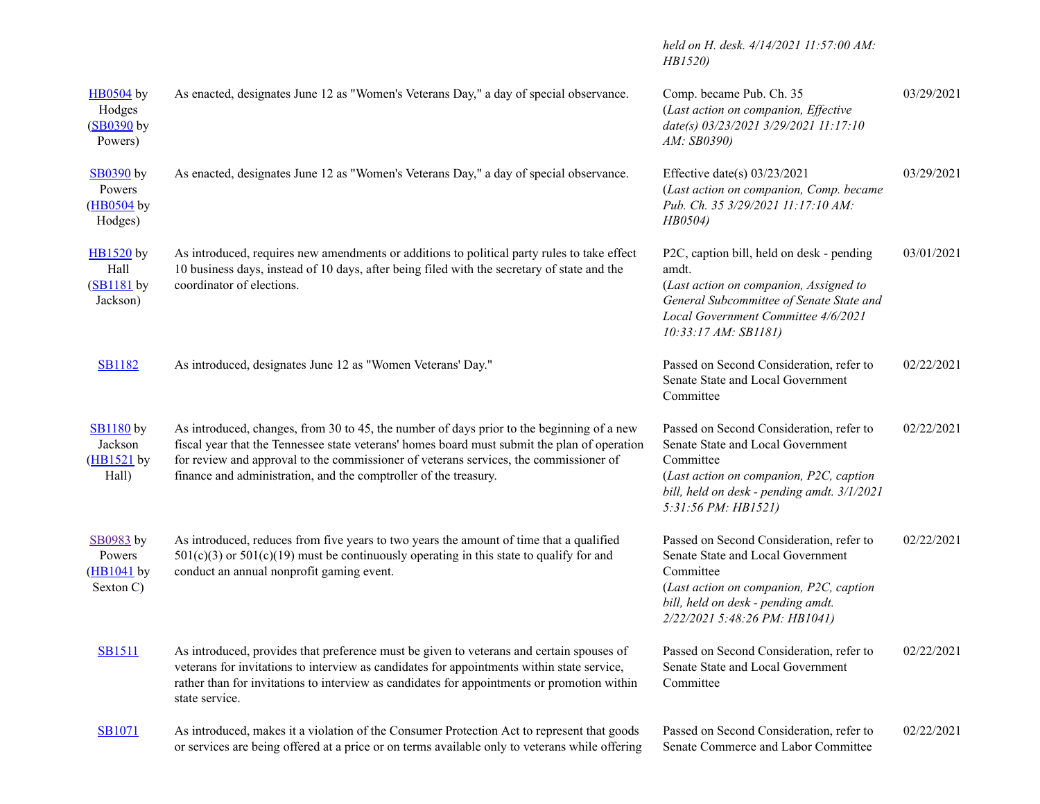| | | *held on H. desk. 4/14/2021 11:57:00 AM: HB1520)* | |
|---|---|---|---|
| HB0504 by Hodges (SB0390 by Powers) | As enacted, designates June 12 as "Women's Veterans Day," a day of special observance. | Comp. became Pub. Ch. 35 (*Last action on companion, Effective date(s) 03/23/2021 3/29/2021 11:17:10 AM: SB0390)* | 03/29/2021 |
| SB0390 by Powers (HB0504 by Hodges) | As enacted, designates June 12 as "Women's Veterans Day," a day of special observance. | Effective date(s) 03/23/2021 (*Last action on companion, Comp. became Pub. Ch. 35 3/29/2021 11:17:10 AM: HB0504)* | 03/29/2021 |
| HB1520 by Hall (SB1181 by Jackson) | As introduced, requires new amendments or additions to political party rules to take effect 10 business days, instead of 10 days, after being filed with the secretary of state and the coordinator of elections. | P2C, caption bill, held on desk - pending amdt. (*Last action on companion, Assigned to General Subcommittee of Senate State and Local Government Committee 4/6/2021 10:33:17 AM: SB1181)* | 03/01/2021 |
| SB1182 | As introduced, designates June 12 as "Women Veterans' Day." | Passed on Second Consideration, refer to Senate State and Local Government Committee | 02/22/2021 |
| SB1180 by Jackson (HB1521 by Hall) | As introduced, changes, from 30 to 45, the number of days prior to the beginning of a new fiscal year that the Tennessee state veterans' homes board must submit the plan of operation for review and approval to the commissioner of veterans services, the commissioner of finance and administration, and the comptroller of the treasury. | Passed on Second Consideration, refer to Senate State and Local Government Committee (*Last action on companion, P2C, caption bill, held on desk - pending amdt. 3/1/2021 5:31:56 PM: HB1521)* | 02/22/2021 |
| SB0983 by Powers (HB1041 by Sexton C) | As introduced, reduces from five years to two years the amount of time that a qualified 501(c)(3) or 501(c)(19) must be continuously operating in this state to qualify for and conduct an annual nonprofit gaming event. | Passed on Second Consideration, refer to Senate State and Local Government Committee (*Last action on companion, P2C, caption bill, held on desk - pending amdt. 2/22/2021 5:48:26 PM: HB1041)* | 02/22/2021 |
| SB1511 | As introduced, provides that preference must be given to veterans and certain spouses of veterans for invitations to interview as candidates for appointments within state service, rather than for invitations to interview as candidates for appointments or promotion within state service. | Passed on Second Consideration, refer to Senate State and Local Government Committee | 02/22/2021 |
| SB1071 | As introduced, makes it a violation of the Consumer Protection Act to represent that goods or services are being offered at a price or on terms available only to veterans while offering | Passed on Second Consideration, refer to Senate Commerce and Labor Committee | 02/22/2021 |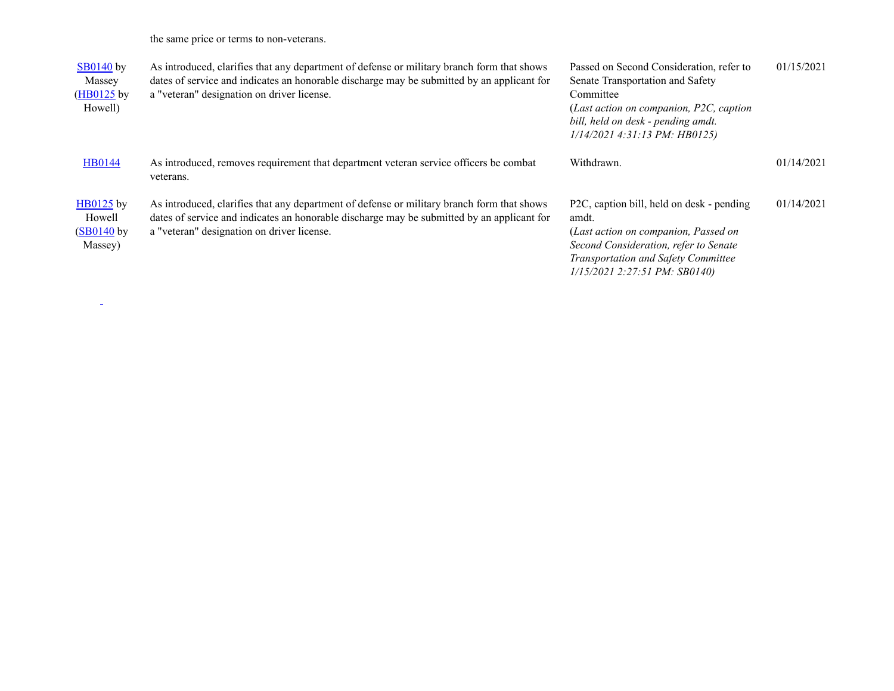| | | | |
|---|---|---|---|
| | the same price or terms to non-veterans. | | |
| SB0140 by Massey (HB0125 by Howell) | As introduced, clarifies that any department of defense or military branch form that shows dates of service and indicates an honorable discharge may be submitted by an applicant for a "veteran" designation on driver license. | Passed on Second Consideration, refer to Senate Transportation and Safety Committee (*Last action on companion, P2C, caption bill, held on desk - pending amdt. 1/14/2021 4:31:13 PM: HB0125)* | 01/15/2021 |
| HB0144 | As introduced, removes requirement that department veteran service officers be combat veterans. | Withdrawn. | 01/14/2021 |
| HB0125 by Howell (SB0140 by Massey) | As introduced, clarifies that any department of defense or military branch form that shows dates of service and indicates an honorable discharge may be submitted by an applicant for a "veteran" designation on driver license. | P2C, caption bill, held on desk - pending amdt. (*Last action on companion, Passed on Second Consideration, refer to Senate Transportation and Safety Committee 1/15/2021 2:27:51 PM: SB0140)* | 01/14/2021 |